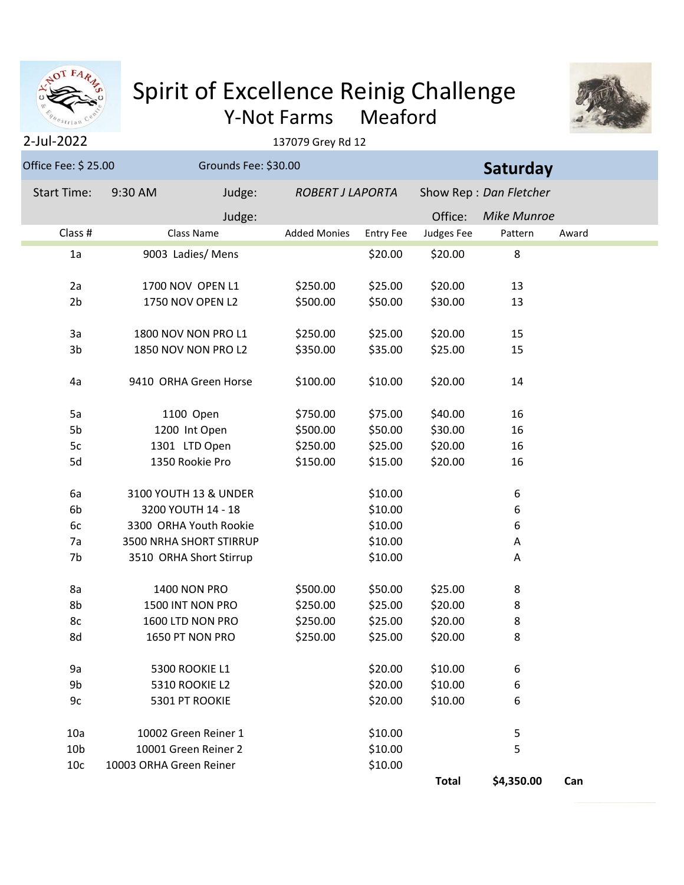# Spirit of Excellence Reinig Challenge

## Y-Not Farms Meaford

2-Jul-2022

137079 Grey Rd 12

Office Fee: $ 25.00 Grounds Fee: $30.00 **Saturday**

Start Time: 9:30 AM Judge: *ROBERT J LAPORTA* Show Rep : *Dan Fletcher*

Judge: Office: *Mike Munroe*

| Class # | Class Name | Added Monies | Entry Fee | Judges Fee | Pattern | Award |
|---|---|---|---|---|---|---|
| 1a | 9003 Ladies/ Mens | | $20.00 | $20.00 | 8 | |
| 2a | 1700 NOV OPEN L1 | $250.00 | $25.00 | $20.00 | 13 | |
| 2b | 1750 NOV OPEN L2 | $500.00 | $50.00 | $30.00 | 13 | |
| 3a | 1800 NOV NON PRO L1 | $250.00 | $25.00 | $20.00 | 15 | |
| 3b | 1850 NOV NON PRO L2 | $350.00 | $35.00 | $25.00 | 15 | |
| 4a | 9410 ORHA Green Horse | $100.00 | $10.00 | $20.00 | 14 | |
| 5a | 1100 Open | $750.00 | $75.00 | $40.00 | 16 | |
| 5b | 1200 Int Open | $500.00 | $50.00 | $30.00 | 16 | |
| 5c | 1301 LTD Open | $250.00 | $25.00 | $20.00 | 16 | |
| 5d | 1350 Rookie Pro | $150.00 | $15.00 | $20.00 | 16 | |
| 6a | 3100 YOUTH 13 & UNDER | | $10.00 | | 6 | |
| 6b | 3200 YOUTH 14 - 18 | | $10.00 | | 6 | |
| 6c | 3300 ORHA Youth Rookie | | $10.00 | | 6 | |
| 7a | 3500 NRHA SHORT STIRRUP | | $10.00 | | A | |
| 7b | 3510 ORHA Short Stirrup | | $10.00 | | A | |
| 8a | 1400 NON PRO | $500.00 | $50.00 | $25.00 | 8 | |
| 8b | 1500 INT NON PRO | $250.00 | $25.00 | $20.00 | 8 | |
| 8c | 1600 LTD NON PRO | $250.00 | $25.00 | $20.00 | 8 | |
| 8d | 1650 PT NON PRO | $250.00 | $25.00 | $20.00 | 8 | |
| 9a | 5300 ROOKIE L1 | | $20.00 | $10.00 | 6 | |
| 9b | 5310 ROOKIE L2 | | $20.00 | $10.00 | 6 | |
| 9c | 5301 PT ROOKIE | | $20.00 | $10.00 | 6 | |
| 10a | 10002 Green Reiner 1 | | $10.00 | | 5 | |
| 10b | 10001 Green Reiner 2 | | $10.00 | | 5 | |
| 10c | 10003 ORHA Green Reiner | | $10.00 | | | |
| | | | | **Total** | **$4,350.00** | **Can** |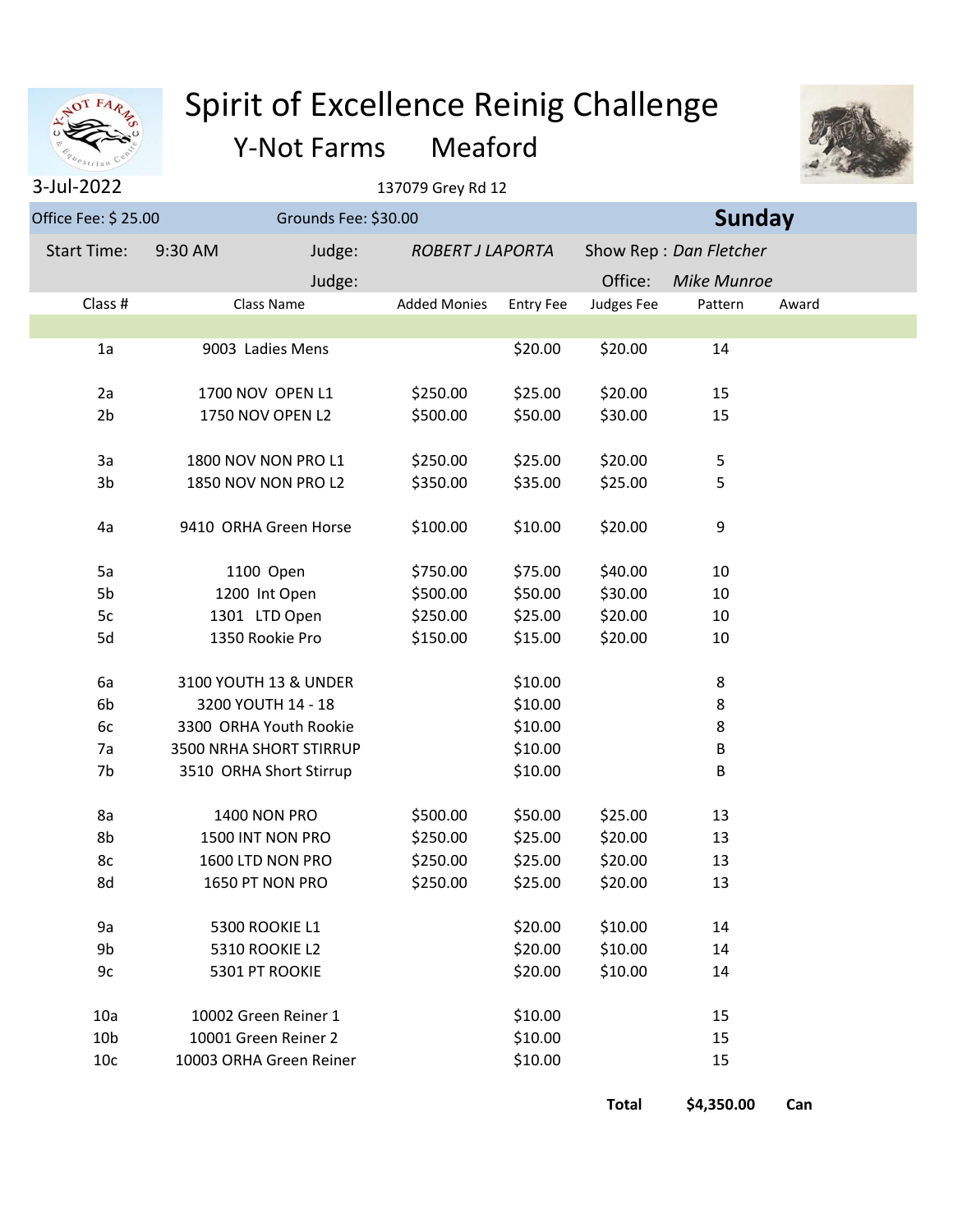# Spirit of Excellence Reinig Challenge

## Y-Not Farms Meaford

3-Jul-2022

137079 Grey Rd 12

Office Fee: $ 25.00 Grounds Fee: $30.00 **Sunday**

Start Time: 9:30 AM Judge: *ROBERT J LAPORTA* Show Rep : *Dan Fletcher*

Judge: Office: *Mike Munroe*

| Class # | Class Name | Added Monies | Entry Fee | Judges Fee | Pattern | Award |
|---|---|---|---|---|---|---|
| 1a | 9003 Ladies Mens | | $20.00 | $20.00 | 14 | |
| 2a | 1700 NOV OPEN L1 | $250.00 | $25.00 | $20.00 | 15 | |
| 2b | 1750 NOV OPEN L2 | $500.00 | $50.00 | $30.00 | 15 | |
| 3a | 1800 NOV NON PRO L1 | $250.00 | $25.00 | $20.00 | 5 | |
| 3b | 1850 NOV NON PRO L2 | $350.00 | $35.00 | $25.00 | 5 | |
| 4a | 9410 ORHA Green Horse | $100.00 | $10.00 | $20.00 | 9 | |
| 5a | 1100 Open | $750.00 | $75.00 | $40.00 | 10 | |
| 5b | 1200 Int Open | $500.00 | $50.00 | $30.00 | 10 | |
| 5c | 1301 LTD Open | $250.00 | $25.00 | $20.00 | 10 | |
| 5d | 1350 Rookie Pro | $150.00 | $15.00 | $20.00 | 10 | |
| 6a | 3100 YOUTH 13 & UNDER | | $10.00 | | 8 | |
| 6b | 3200 YOUTH 14 - 18 | | $10.00 | | 8 | |
| 6c | 3300 ORHA Youth Rookie | | $10.00 | | 8 | |
| 7a | 3500 NRHA SHORT STIRRUP | | $10.00 | | B | |
| 7b | 3510 ORHA Short Stirrup | | $10.00 | | B | |
| 8a | 1400 NON PRO | $500.00 | $50.00 | $25.00 | 13 | |
| 8b | 1500 INT NON PRO | $250.00 | $25.00 | $20.00 | 13 | |
| 8c | 1600 LTD NON PRO | $250.00 | $25.00 | $20.00 | 13 | |
| 8d | 1650 PT NON PRO | $250.00 | $25.00 | $20.00 | 13 | |
| 9a | 5300 ROOKIE L1 | | $20.00 | $10.00 | 14 | |
| 9b | 5310 ROOKIE L2 | | $20.00 | $10.00 | 14 | |
| 9c | 5301 PT ROOKIE | | $20.00 | $10.00 | 14 | |
| 10a | 10002 Green Reiner 1 | | $10.00 | | 15 | |
| 10b | 10001 Green Reiner 2 | | $10.00 | | 15 | |
| 10c | 10003 ORHA Green Reiner | | $10.00 | | 15 | |
| | | | | **Total** | **$4,350.00** | **Can** |